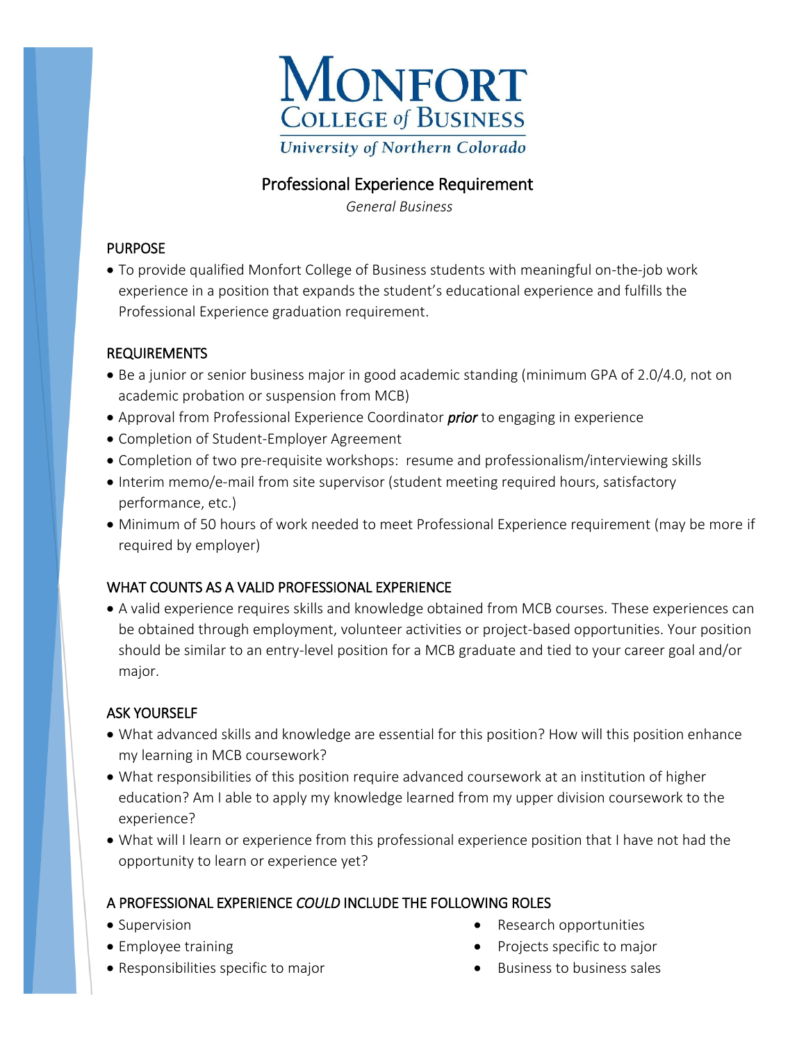# Monfort College of Business

University of Northern Colorado

## Professional Experience Requirement

*General Business*

### PURPOSE

- To provide qualified Monfort College of Business students with meaningful on-the-job work experience in a position that expands the student's educational experience and fulfills the Professional Experience graduation requirement.

### REQUIREMENTS

- Be a junior or senior business major in good academic standing (minimum GPA of 2.0/4.0, not on academic probation or suspension from MCB)
- Approval from Professional Experience Coordinator ***prior*** to engaging in experience
- Completion of Student-Employer Agreement
- Completion of two pre-requisite workshops: resume and professionalism/interviewing skills
- Interim memo/e-mail from site supervisor (student meeting required hours, satisfactory performance, etc.)
- Minimum of 50 hours of work needed to meet Professional Experience requirement (may be more if required by employer)

### WHAT COUNTS AS A VALID PROFESSIONAL EXPERIENCE

- A valid experience requires skills and knowledge obtained from MCB courses. These experiences can be obtained through employment, volunteer activities or project-based opportunities. Your position should be similar to an entry-level position for a MCB graduate and tied to your career goal and/or major.

### ASK YOURSELF

- What advanced skills and knowledge are essential for this position? How will this position enhance my learning in MCB coursework?
- What responsibilities of this position require advanced coursework at an institution of higher education? Am I able to apply my knowledge learned from my upper division coursework to the experience?
- What will I learn or experience from this professional experience position that I have not had the opportunity to learn or experience yet?

### A PROFESSIONAL EXPERIENCE *COULD* INCLUDE THE FOLLOWING ROLES

- Supervision
- Employee training
- Responsibilities specific to major
- Research opportunities
- Projects specific to major
- Business to business sales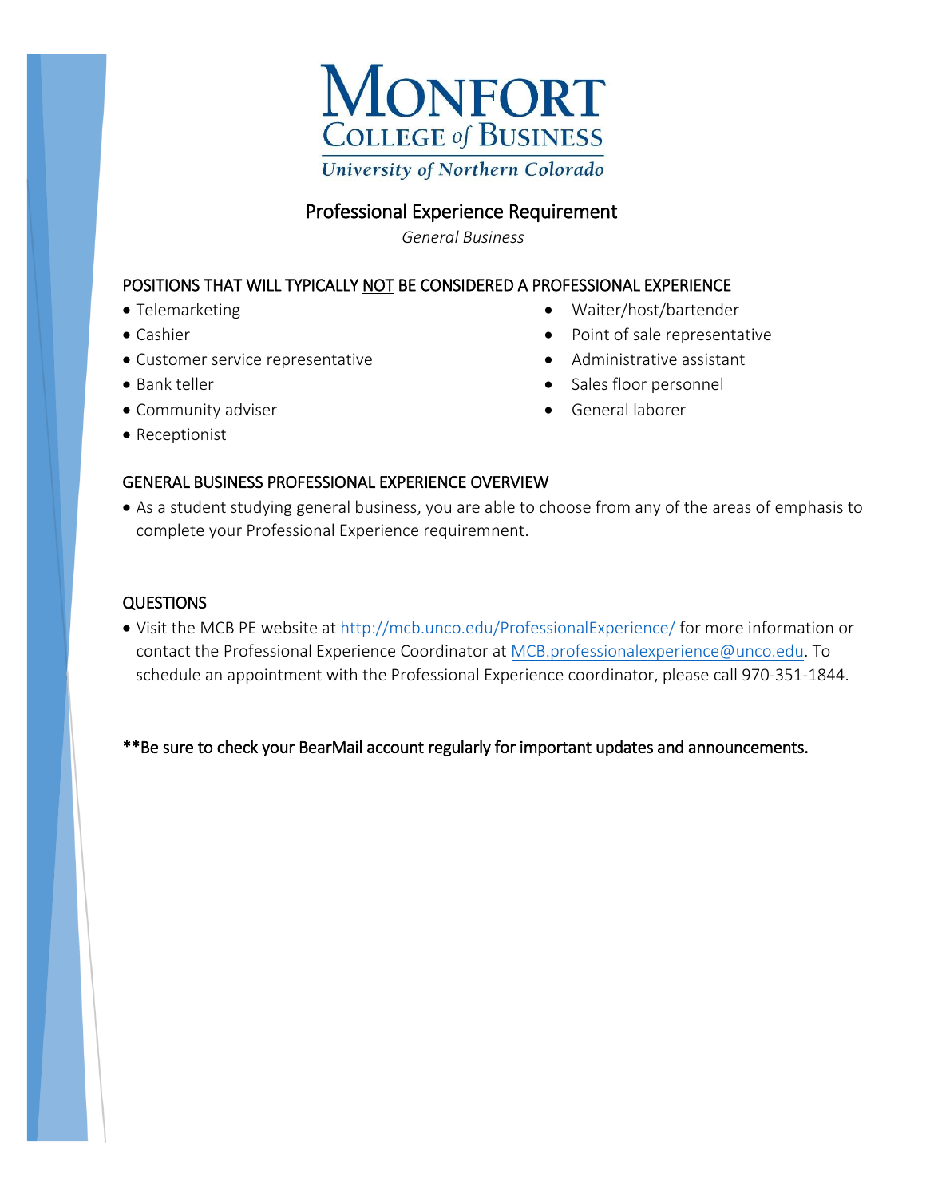# Monfort College of Business

University of Northern Colorado

## Professional Experience Requirement

*General Business*

### POSITIONS THAT WILL TYPICALLY NOT BE CONSIDERED A PROFESSIONAL EXPERIENCE

- Telemarketing
- Cashier
- Customer service representative
- Bank teller
- Community adviser
- Receptionist
- Waiter/host/bartender
- Point of sale representative
- Administrative assistant
- Sales floor personnel
- General laborer

### GENERAL BUSINESS PROFESSIONAL EXPERIENCE OVERVIEW

- As a student studying general business, you are able to choose from any of the areas of emphasis to complete your Professional Experience requiremnent.

### QUESTIONS

- Visit the MCB PE website at http://mcb.unco.edu/ProfessionalExperience/ for more information or contact the Professional Experience Coordinator at MCB.professionalexperience@unco.edu. To schedule an appointment with the Professional Experience coordinator, please call 970-351-1844.

**Be sure to check your BearMail account regularly for important updates and announcements.